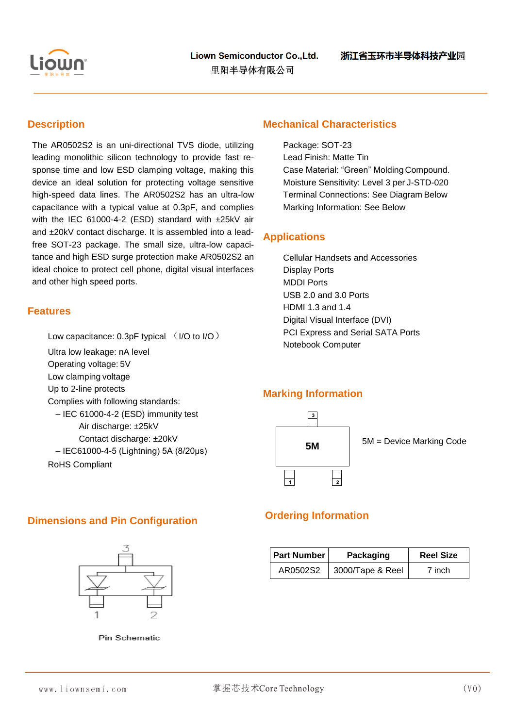Liown Semiconductor Co.,Ltd. 浙江省玉环市半导体科技产业园

里阳半导体有限公司

## Description

The AR0502S2 is an uni-directional TVS diode, utilizing leading monolithic silicon technology to provide fast response time and low ESD clamping voltage, making this device an ideal solution for protecting voltage sensitive high-speed data lines. The AR0502S2 has an ultra-low capacitance with a typical value at 0.3pF, and complies with the IEC 61000-4-2 (ESD) standard with ±25kV air and ±20kV contact discharge. It is assembled into a lead-free SOT-23 package. The small size, ultra-low capacitance and high ESD surge protection make AR0502S2 an ideal choice to protect cell phone, digital visual interfaces and other high speed ports.

## Features

- Low capacitance: 0.3pF typical （I/O to I/O）
- Ultra low leakage: nA level
- Operating voltage: 5V
- Low clamping voltage
- Up to 2-line protects
- Complies with following standards:
  - IEC 61000-4-2 (ESD) immunity test
    - Air discharge: ±25kV
    - Contact discharge: ±20kV
  - IEC61000-4-5 (Lightning) 5A (8/20μs)
- RoHS Compliant

## Dimensions and Pin Configuration

Pin Schematic

## Mechanical Characteristics

- Package: SOT-23
- Lead Finish: Matte Tin
- Case Material: "Green" Molding Compound.
- Moisture Sensitivity: Level 3 per J-STD-020
- Terminal Connections: See Diagram Below
- Marking Information: See Below

## Applications

- Cellular Handsets and Accessories
- Display Ports
- MDDI Ports
- USB 2.0 and 3.0 Ports
- HDMI 1.3 and 1.4
- Digital Visual Interface (DVI)
- PCI Express and Serial SATA Ports
- Notebook Computer

## Marking Information

5M = Device Marking Code

## Ordering Information

| Part Number | Packaging | Reel Size |
|---|---|---|
| AR0502S2 | 3000/Tape & Reel | 7 inch |

www.liownsemi.com 掌握芯技术Core Technology (V0)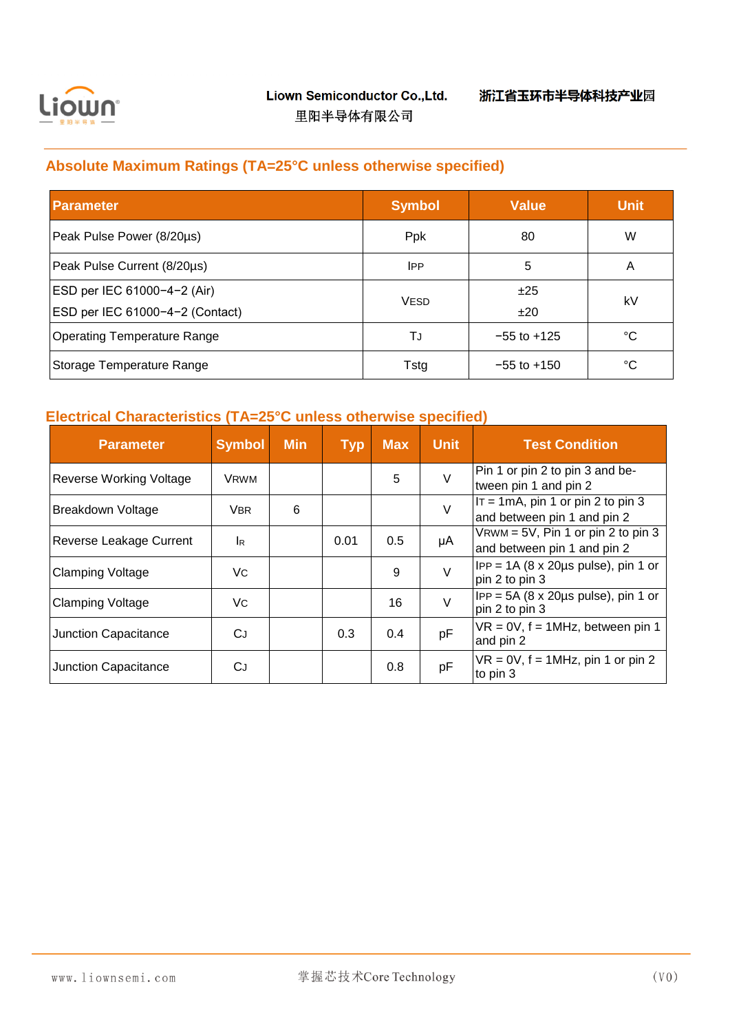## Absolute Maximum Ratings (TA=25°C unless otherwise specified)

| Parameter | Symbol | Value | Unit |
|---|---|---|---|
| Peak Pulse Power (8/20μs) | Ppk | 80 | W |
| Peak Pulse Current (8/20μs) | $I_{PP}$ | 5 | A |
| ESD per IEC 61000−4−2 (Air)<br>ESD per IEC 61000−4−2 (Contact) | $V_{ESD}$ | ±25<br>±20 | kV |
| Operating Temperature Range | $T_J$ | −55 to +125 | °C |
| Storage Temperature Range | Tstg | −55 to +150 | °C |

## Electrical Characteristics (TA=25°C unless otherwise specified)

| Parameter | Symbol | Min | Typ | Max | Unit | Test Condition |
|---|---|---|---|---|---|---|
| Reverse Working Voltage | $V_{RWM}$ | | | 5 | V | Pin 1 or pin 2 to pin 3 and between pin 1 and pin 2 |
| Breakdown Voltage | $V_{BR}$ | 6 | | | V | $I_T$ = 1mA, pin 1 or pin 2 to pin 3 and between pin 1 and pin 2 |
| Reverse Leakage Current | $I_R$ | | 0.01 | 0.5 | μA | $V_{RWM}$ = 5V, Pin 1 or pin 2 to pin 3 and between pin 1 and pin 2 |
| Clamping Voltage | $V_C$ | | | 9 | V | $I_{PP}$ = 1A (8 x 20μs pulse), pin 1 or pin 2 to pin 3 |
| Clamping Voltage | $V_C$ | | | 16 | V | $I_{PP}$ = 5A (8 x 20μs pulse), pin 1 or pin 2 to pin 3 |
| Junction Capacitance | $C_J$ | | 0.3 | 0.4 | pF | VR = 0V, f = 1MHz, between pin 1 and pin 2 |
| Junction Capacitance | $C_J$ | | | 0.8 | pF | VR = 0V, f = 1MHz, pin 1 or pin 2 to pin 3 |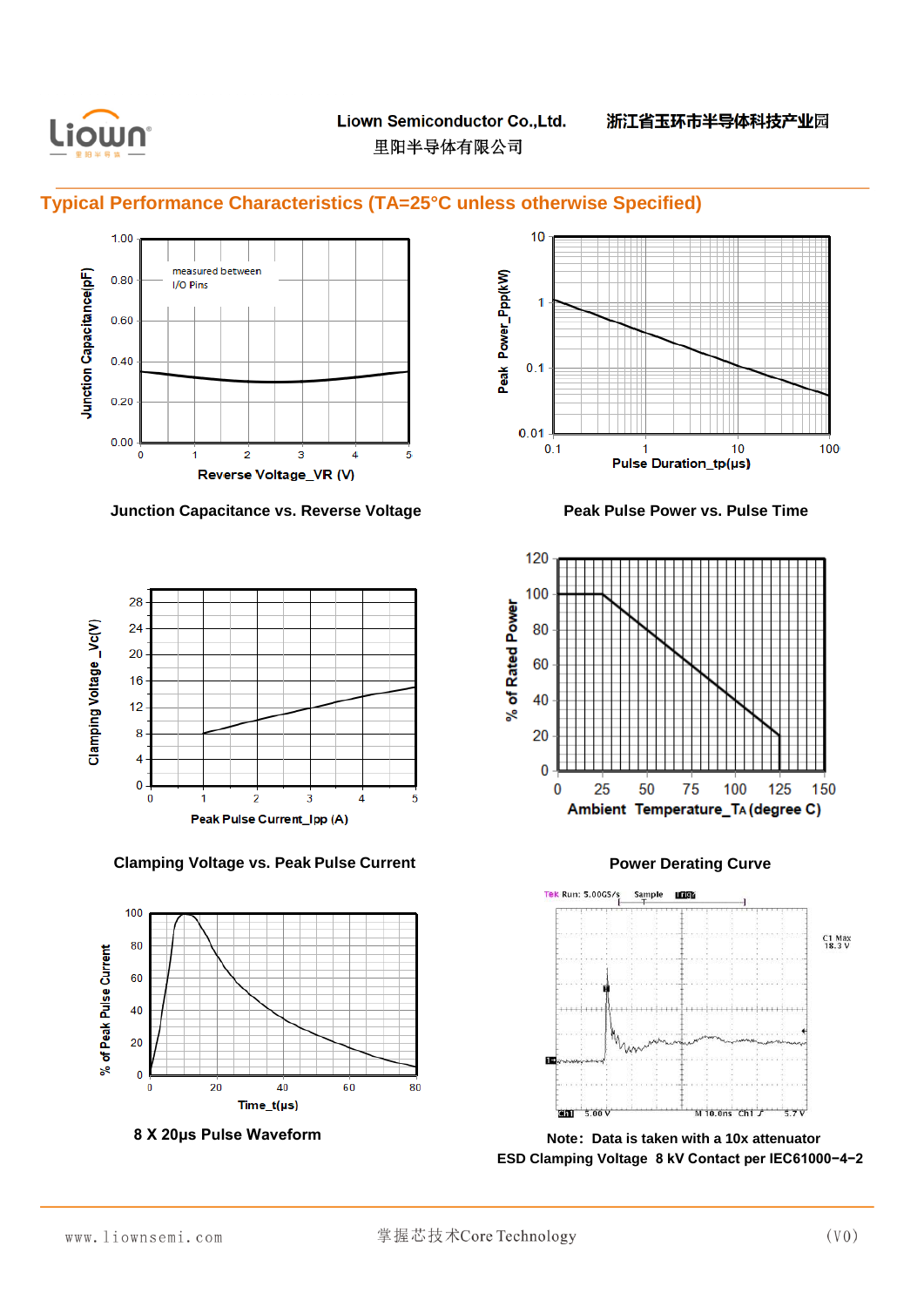## Typical Performance Characteristics (TA=25°C unless otherwise Specified)

Junction Capacitance vs. Reverse Voltage

Peak Pulse Power vs. Pulse Time

Clamping Voltage vs. Peak Pulse Current

Power Derating Curve

8 X 20μs Pulse Waveform

Note: Data is taken with a 10x attenuator

ESD Clamping Voltage 8 kV Contact per IEC61000−4−2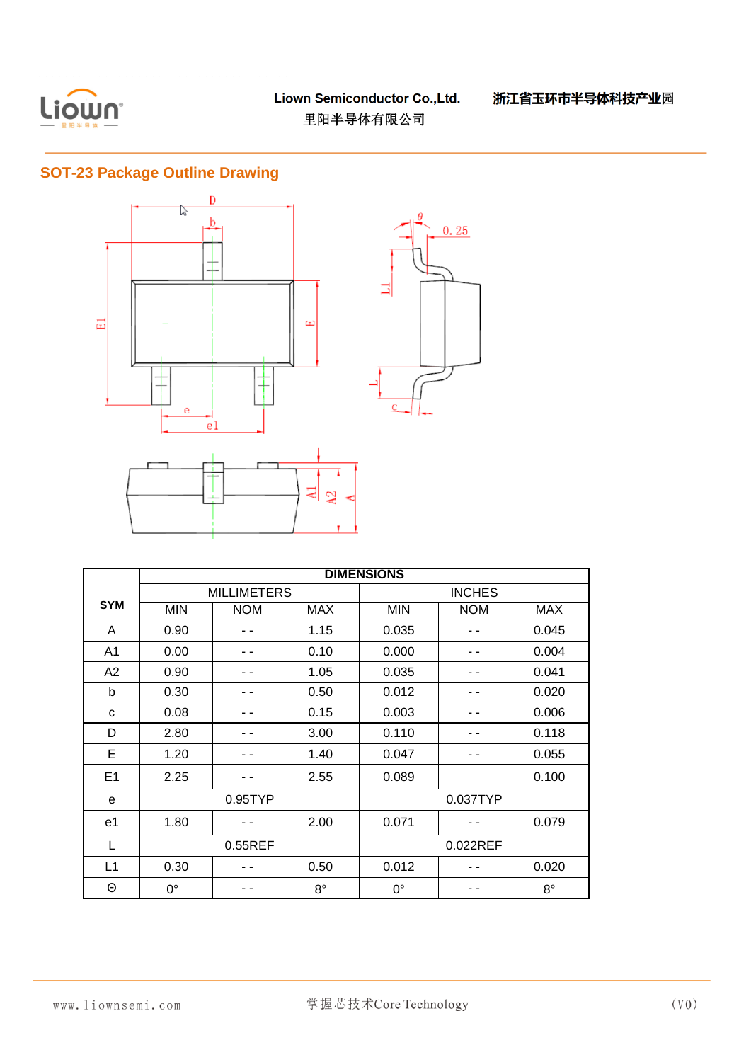## SOT-23 Package Outline Drawing

<table>
<tr><th rowspan="3">SYM</th><th colspan="6">DIMENSIONS</th></tr>
<tr><th colspan="3">MILLIMETERS</th><th colspan="3">INCHES</th></tr>
<tr><th>MIN</th><th>NOM</th><th>MAX</th><th>MIN</th><th>NOM</th><th>MAX</th></tr>
<tr><td>A</td><td>0.90</td><td>- -</td><td>1.15</td><td>0.035</td><td>- -</td><td>0.045</td></tr>
<tr><td>A1</td><td>0.00</td><td>- -</td><td>0.10</td><td>0.000</td><td>- -</td><td>0.004</td></tr>
<tr><td>A2</td><td>0.90</td><td>- -</td><td>1.05</td><td>0.035</td><td>- -</td><td>0.041</td></tr>
<tr><td>b</td><td>0.30</td><td>- -</td><td>0.50</td><td>0.012</td><td>- -</td><td>0.020</td></tr>
<tr><td>c</td><td>0.08</td><td>- -</td><td>0.15</td><td>0.003</td><td>- -</td><td>0.006</td></tr>
<tr><td>D</td><td>2.80</td><td>- -</td><td>3.00</td><td>0.110</td><td>- -</td><td>0.118</td></tr>
<tr><td>E</td><td>1.20</td><td>- -</td><td>1.40</td><td>0.047</td><td>- -</td><td>0.055</td></tr>
<tr><td>E1</td><td>2.25</td><td>- -</td><td>2.55</td><td>0.089</td><td></td><td>0.100</td></tr>
<tr><td>e</td><td colspan="3">0.95TYP</td><td colspan="3">0.037TYP</td></tr>
<tr><td>e1</td><td>1.80</td><td>- -</td><td>2.00</td><td>0.071</td><td>- -</td><td>0.079</td></tr>
<tr><td>L</td><td colspan="3">0.55REF</td><td colspan="3">0.022REF</td></tr>
<tr><td>L1</td><td>0.30</td><td>- -</td><td>0.50</td><td>0.012</td><td>- -</td><td>0.020</td></tr>
<tr><td>Θ</td><td>0°</td><td>- -</td><td>8°</td><td>0°</td><td>- -</td><td>8°</td></tr>
</table>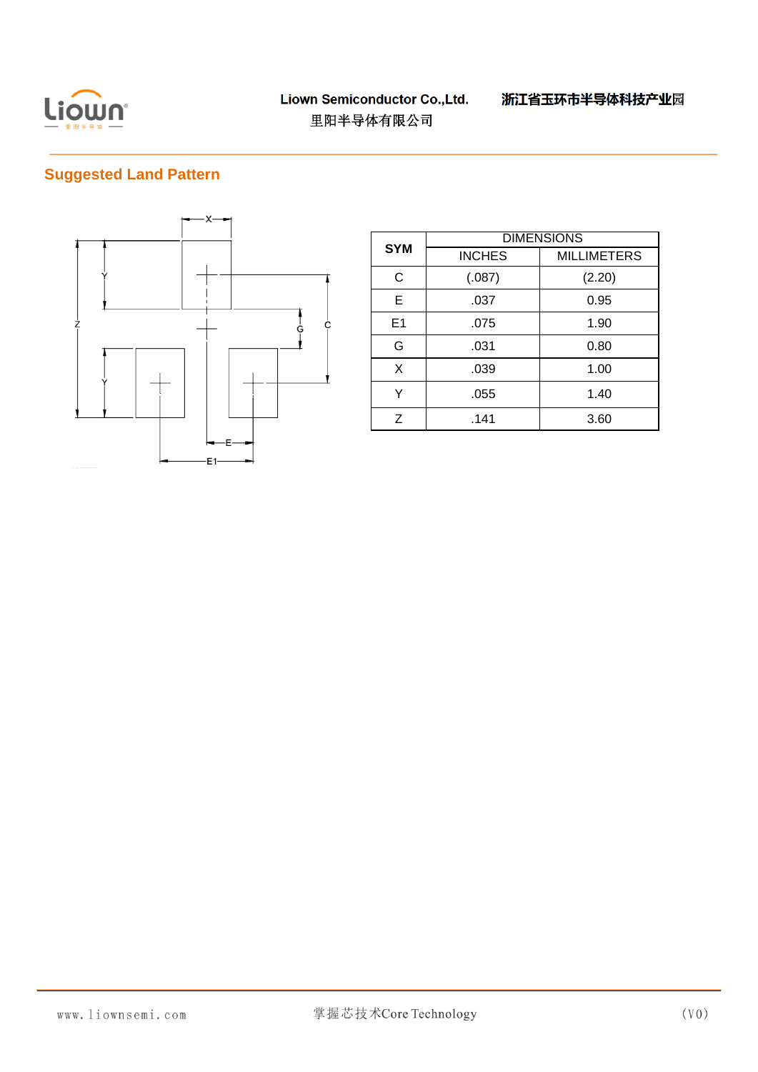## Suggested Land Pattern

X
Y
Z
G
C
Y
E
E1

| SYM | DIMENSIONS | |
|---|---|---|
| | INCHES | MILLIMETERS |
| C | (.087) | (2.20) |
| E | .037 | 0.95 |
| E1 | .075 | 1.90 |
| G | .031 | 0.80 |
| X | .039 | 1.00 |
| Y | .055 | 1.40 |
| Z | .141 | 3.60 |